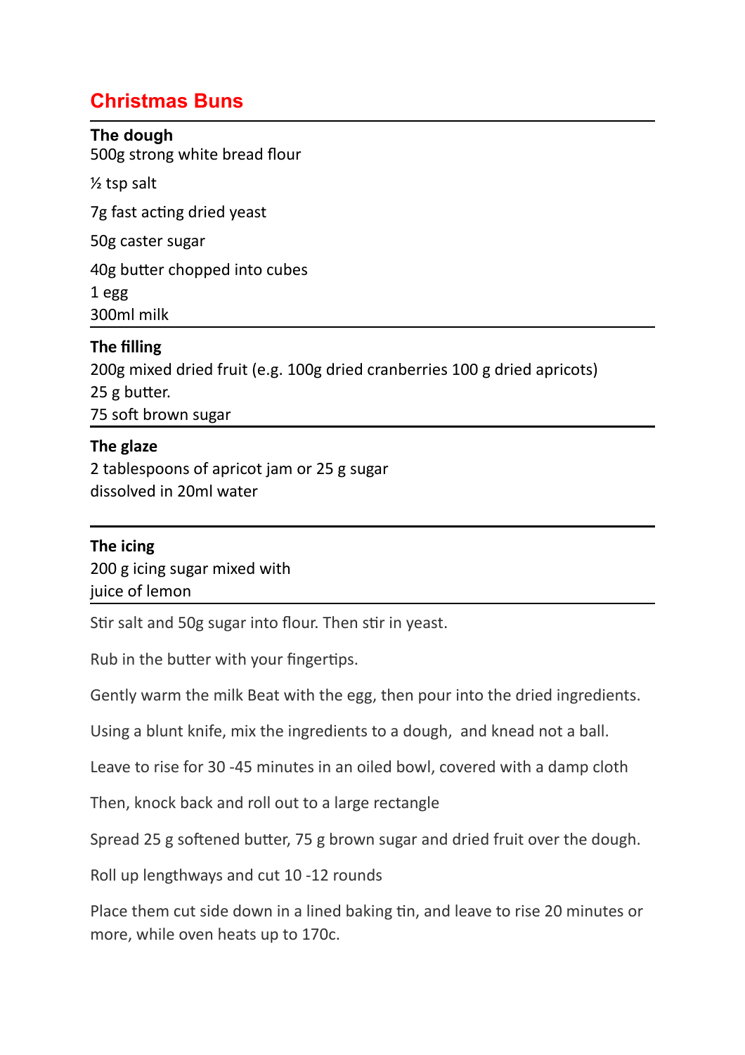# Christmas Buns

**The dough**

500g strong white bread flour

½ tsp salt

7g fast acting dried yeast

50g caster sugar

40g butter chopped into cubes
1 egg
300ml milk

**The filling**

200g mixed dried fruit (e.g. 100g dried cranberries 100 g dried apricots)
25 g butter.
75 soft brown sugar

**The glaze**

2 tablespoons of apricot jam or 25 g sugar
dissolved in 20ml water

**The icing**

200 g icing sugar mixed with
juice of lemon

Stir salt and 50g sugar into flour. Then stir in yeast.

Rub in the butter with your fingertips.

Gently warm the milk Beat with the egg, then pour into the dried ingredients.

Using a blunt knife, mix the ingredients to a dough, and knead not a ball.

Leave to rise for 30 -45 minutes in an oiled bowl, covered with a damp cloth

Then, knock back and roll out to a large rectangle

Spread 25 g softened butter, 75 g brown sugar and dried fruit over the dough.

Roll up lengthways and cut 10 -12 rounds

Place them cut side down in a lined baking tin, and leave to rise 20 minutes or more, while oven heats up to 170c.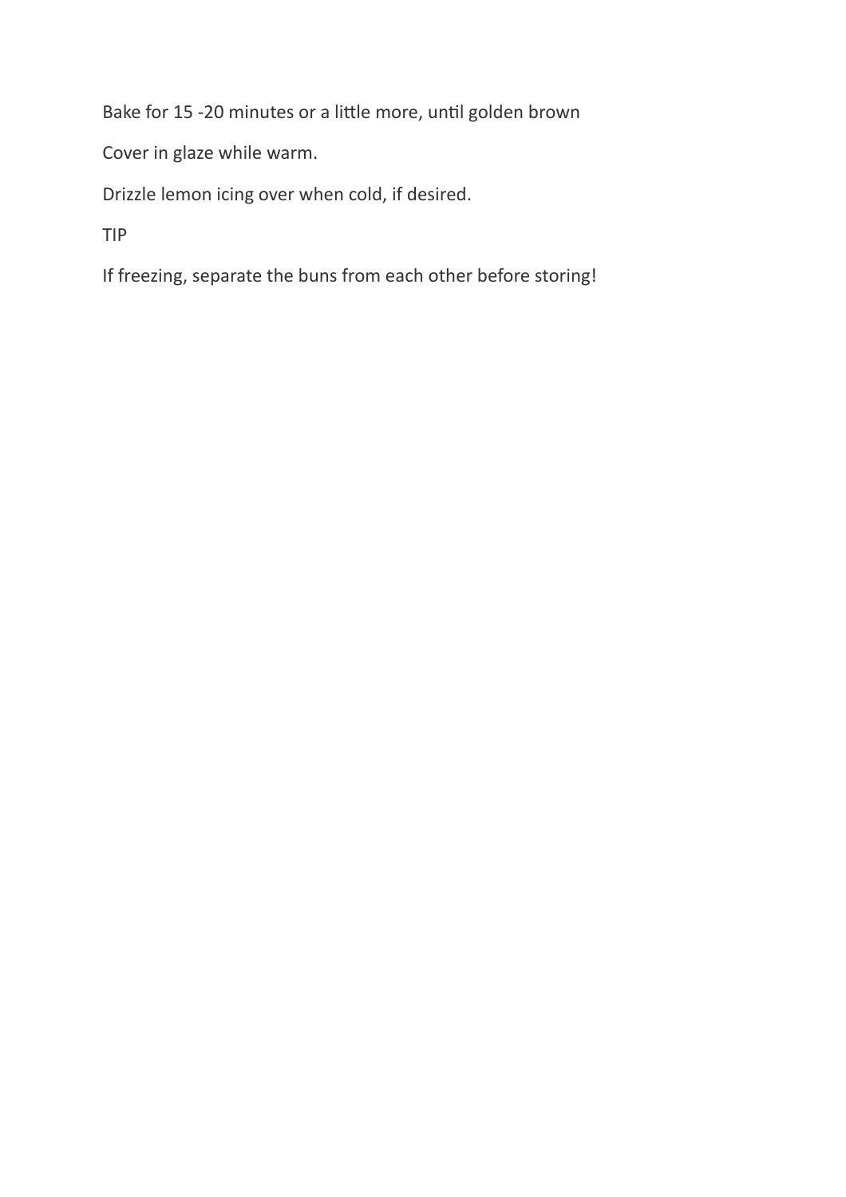Bake for 15 -20 minutes or a little more, until golden brown

Cover in glaze while warm.

Drizzle lemon icing over when cold, if desired.

TIP

If freezing, separate the buns from each other before storing!